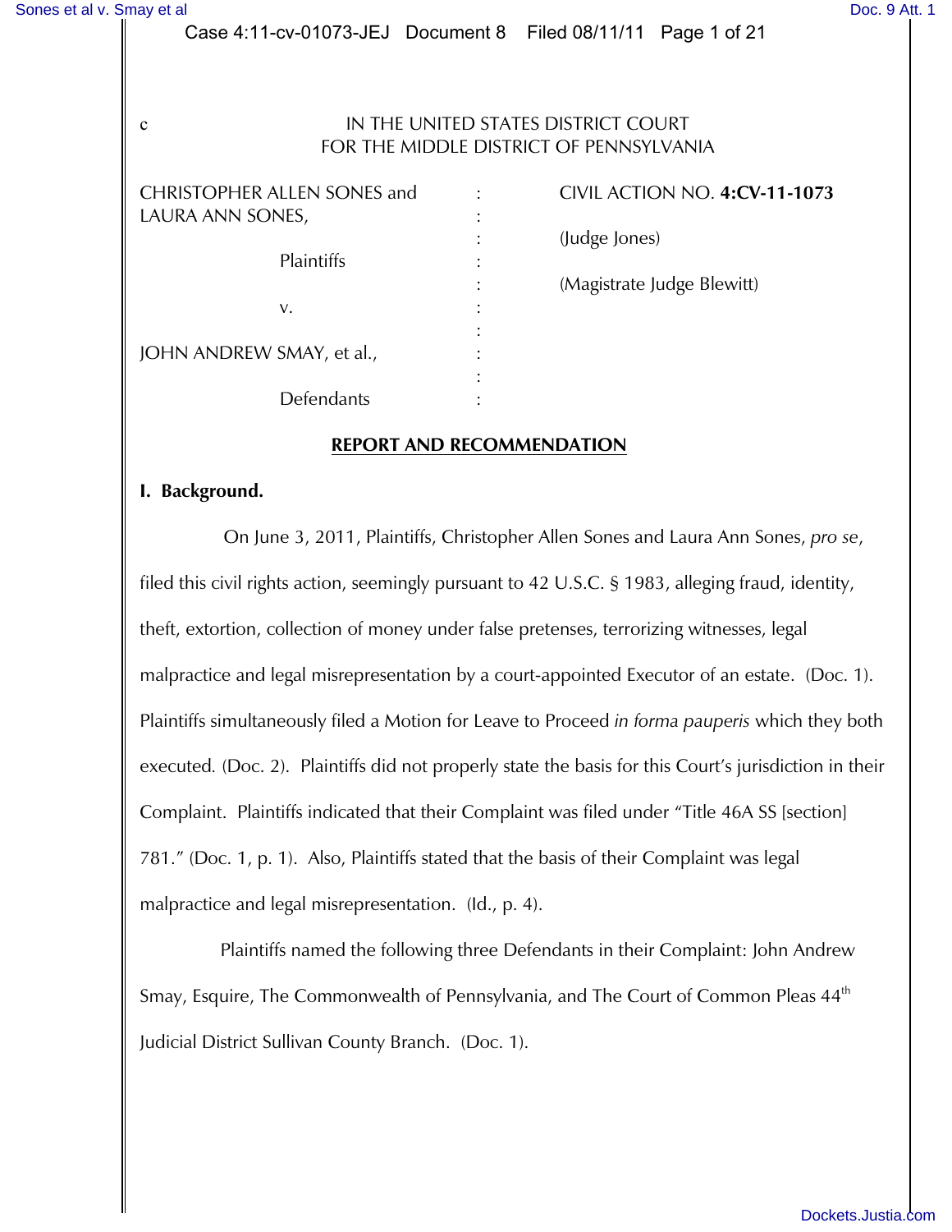c

IN THE UNITED STATES DISTRICT COURT
FOR THE MIDDLE DISTRICT OF PENNSYLVANIA

| | | |
|---|---|---|
| CHRISTOPHER ALLEN SONES and LAURA ANN SONES, | : | CIVIL ACTION NO. **4:CV-11-1073** |
| | : | (Judge Jones) |
| Plaintiffs | : | |
| | : | (Magistrate Judge Blewitt) |
| v. | : | |
| | : | |
| JOHN ANDREW SMAY, et al., | : | |
| | : | |
| Defendants | : | |

**REPORT AND RECOMMENDATION**

**I. Background.**

On June 3, 2011, Plaintiffs, Christopher Allen Sones and Laura Ann Sones, *pro se*, filed this civil rights action, seemingly pursuant to 42 U.S.C. § 1983, alleging fraud, identity, theft, extortion, collection of money under false pretenses, terrorizing witnesses, legal malpractice and legal misrepresentation by a court-appointed Executor of an estate. (Doc. 1). Plaintiffs simultaneously filed a Motion for Leave to Proceed *in forma pauperis* which they both executed. (Doc. 2). Plaintiffs did not properly state the basis for this Court's jurisdiction in their Complaint. Plaintiffs indicated that their Complaint was filed under "Title 46A SS [section] 781." (Doc. 1, p. 1). Also, Plaintiffs stated that the basis of their Complaint was legal malpractice and legal misrepresentation. (Id., p. 4).

Plaintiffs named the following three Defendants in their Complaint: John Andrew Smay, Esquire, The Commonwealth of Pennsylvania, and The Court of Common Pleas 44th Judicial District Sullivan County Branch. (Doc. 1).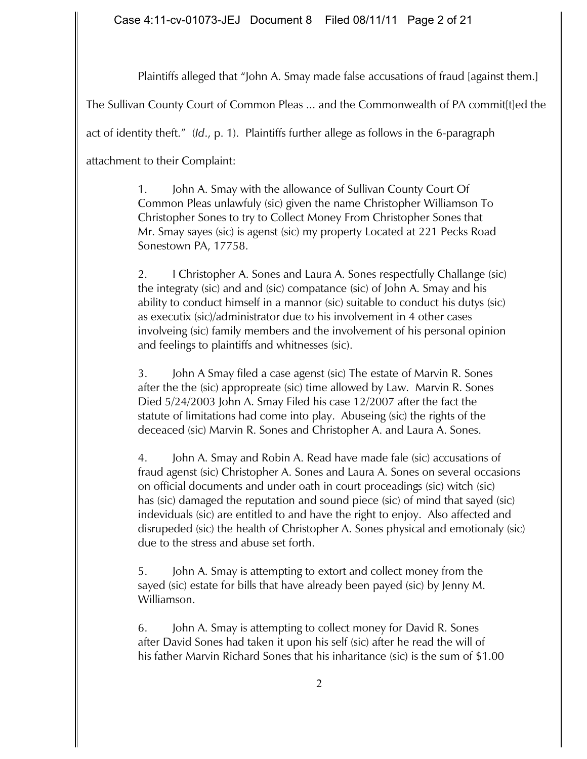Plaintiffs alleged that "John A. Smay made false accusations of fraud [against them.] The Sullivan County Court of Common Pleas ... and the Commonwealth of PA commit[t]ed the act of identity theft." (*Id*., p. 1). Plaintiffs further allege as follows in the 6-paragraph attachment to their Complaint:

> 1. John A. Smay with the allowance of Sullivan County Court Of Common Pleas unlawfuly (sic) given the name Christopher Williamson To Christopher Sones to try to Collect Money From Christopher Sones that Mr. Smay sayes (sic) is agenst (sic) my property Located at 221 Pecks Road Sonestown PA, 17758.
>
> 2. I Christopher A. Sones and Laura A. Sones respectfully Challange (sic) the integraty (sic) and and (sic) compatance (sic) of John A. Smay and his ability to conduct himself in a mannor (sic) suitable to conduct his dutys (sic) as executix (sic)/administrator due to his involvement in 4 other cases involveing (sic) family members and the involvement of his personal opinion and feelings to plaintiffs and whitnesses (sic).
>
> 3. John A Smay filed a case agenst (sic) The estate of Marvin R. Sones after the the (sic) appropreate (sic) time allowed by Law. Marvin R. Sones Died 5/24/2003 John A. Smay Filed his case 12/2007 after the fact the statute of limitations had come into play. Abuseing (sic) the rights of the deceaced (sic) Marvin R. Sones and Christopher A. and Laura A. Sones.
>
> 4. John A. Smay and Robin A. Read have made fale (sic) accusations of fraud agenst (sic) Christopher A. Sones and Laura A. Sones on several occasions on official documents and under oath in court proceadings (sic) witch (sic) has (sic) damaged the reputation and sound piece (sic) of mind that sayed (sic) individuals (sic) are entitled to and have the right to enjoy. Also affected and disrupeded (sic) the health of Christopher A. Sones physical and emotionaly (sic) due to the stress and abuse set forth.
>
> 5. John A. Smay is attempting to extort and collect money from the sayed (sic) estate for bills that have already been payed (sic) by Jenny M. Williamson.
>
> 6. John A. Smay is attempting to collect money for David R. Sones after David Sones had taken it upon his self (sic) after he read the will of his father Marvin Richard Sones that his inharitance (sic) is the sum of $1.00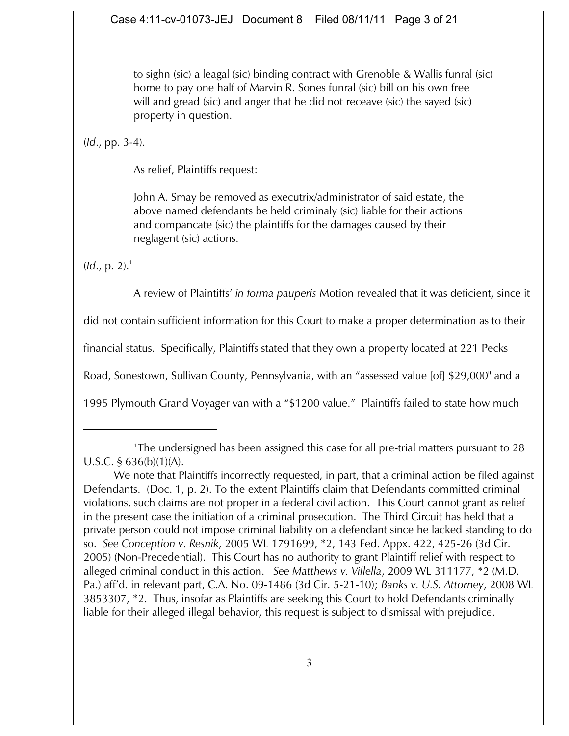> to sighn (sic) a leagal (sic) binding contract with Grenoble & Wallis funral (sic) home to pay one half of Marvin R. Sones funral (sic) bill on his own free will and gread (sic) and anger that he did not receave (sic) the sayed (sic) property in question.

(*Id*., pp. 3-4).

As relief, Plaintiffs request:

> John A. Smay be removed as executrix/administrator of said estate, the above named defendants be held criminaly (sic) liable for their actions and compancate (sic) the plaintiffs for the damages caused by their neglagent (sic) actions.

(*Id*., p. 2).[1]

A review of Plaintiffs' *in forma pauperis* Motion revealed that it was deficient, since it did not contain sufficient information for this Court to make a proper determination as to their financial status. Specifically, Plaintiffs stated that they own a property located at 221 Pecks Road, Sonestown, Sullivan County, Pennsylvania, with an "assessed value [of] $29,000" and a 1995 Plymouth Grand Voyager van with a "$1200 value." Plaintiffs failed to state how much

---

[1]The undersigned has been assigned this case for all pre-trial matters pursuant to 28 U.S.C. § 636(b)(1)(A).

We note that Plaintiffs incorrectly requested, in part, that a criminal action be filed against Defendants. (Doc. 1, p. 2). To the extent Plaintiffs claim that Defendants committed criminal violations, such claims are not proper in a federal civil action. This Court cannot grant as relief in the present case the initiation of a criminal prosecution. The Third Circuit has held that a private person could not impose criminal liability on a defendant since he lacked standing to do so. *See Conception v. Resnik*, 2005 WL 1791699, *2, 143 Fed. Appx. 422, 425-26 (3d Cir. 2005) (Non-Precedential). This Court has no authority to grant Plaintiff relief with respect to alleged criminal conduct in this action. *See Matthews v. Villella*, 2009 WL 311177, *2 (M.D. Pa.) aff'd. in relevant part, C.A. No. 09-1486 (3d Cir. 5-21-10); *Banks v. U.S. Attorney*, 2008 WL 3853307, *2. Thus, insofar as Plaintiffs are seeking this Court to hold Defendants criminally liable for their alleged illegal behavior, this request is subject to dismissal with prejudice.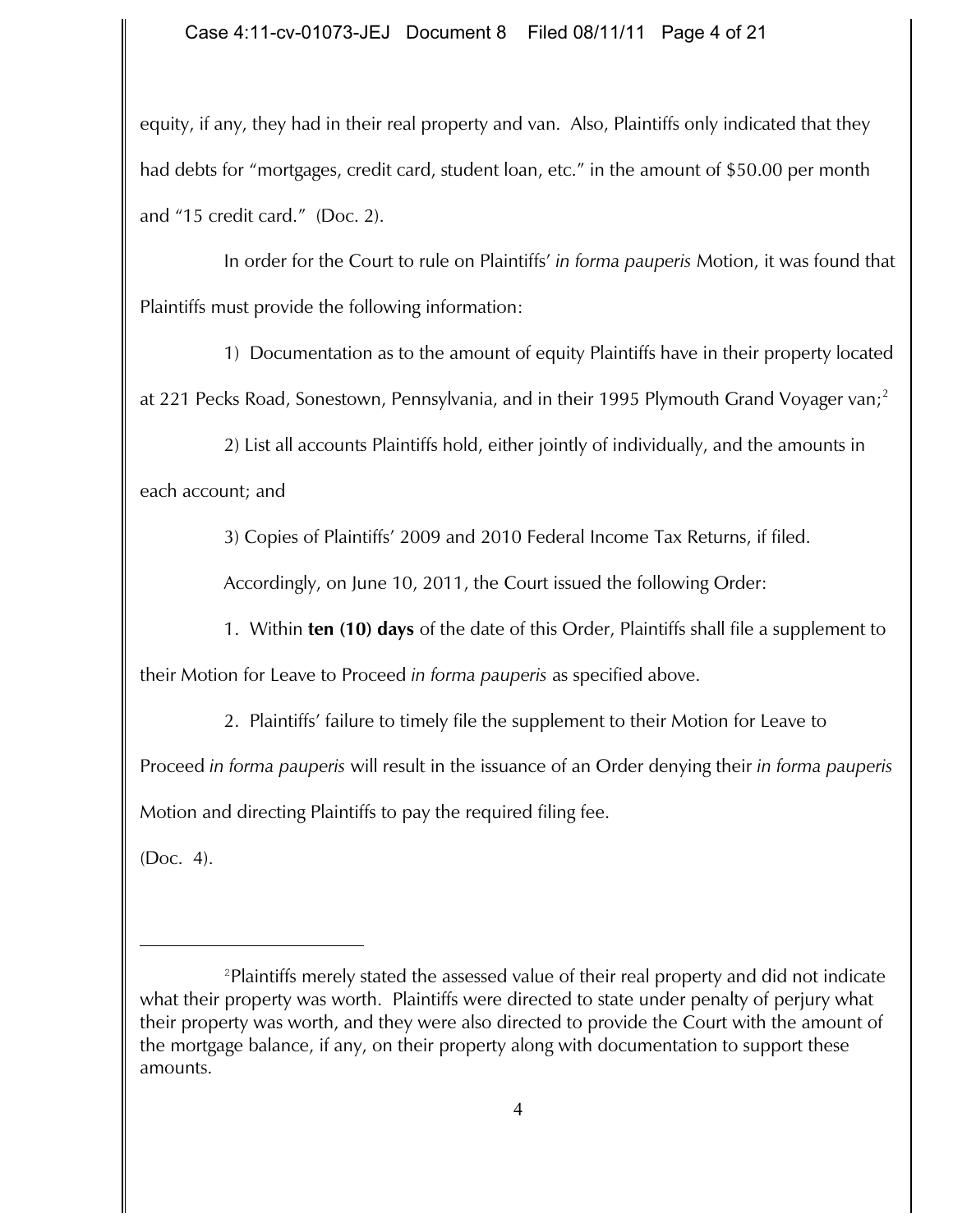equity, if any, they had in their real property and van. Also, Plaintiffs only indicated that they had debts for "mortgages, credit card, student loan, etc." in the amount of $50.00 per month and "15 credit card." (Doc. 2).

In order for the Court to rule on Plaintiffs' *in forma pauperis* Motion, it was found that Plaintiffs must provide the following information:

1) Documentation as to the amount of equity Plaintiffs have in their property located at 221 Pecks Road, Sonestown, Pennsylvania, and in their 1995 Plymouth Grand Voyager van;[2]

2) List all accounts Plaintiffs hold, either jointly of individually, and the amounts in each account; and

3) Copies of Plaintiffs' 2009 and 2010 Federal Income Tax Returns, if filed.

Accordingly, on June 10, 2011, the Court issued the following Order:

1. Within **ten (10) days** of the date of this Order, Plaintiffs shall file a supplement to their Motion for Leave to Proceed *in forma pauperis* as specified above.

2. Plaintiffs' failure to timely file the supplement to their Motion for Leave to Proceed *in forma pauperis* will result in the issuance of an Order denying their *in forma pauperis* Motion and directing Plaintiffs to pay the required filing fee.

(Doc. 4).

---

[2]Plaintiffs merely stated the assessed value of their real property and did not indicate what their property was worth. Plaintiffs were directed to state under penalty of perjury what their property was worth, and they were also directed to provide the Court with the amount of the mortgage balance, if any, on their property along with documentation to support these amounts.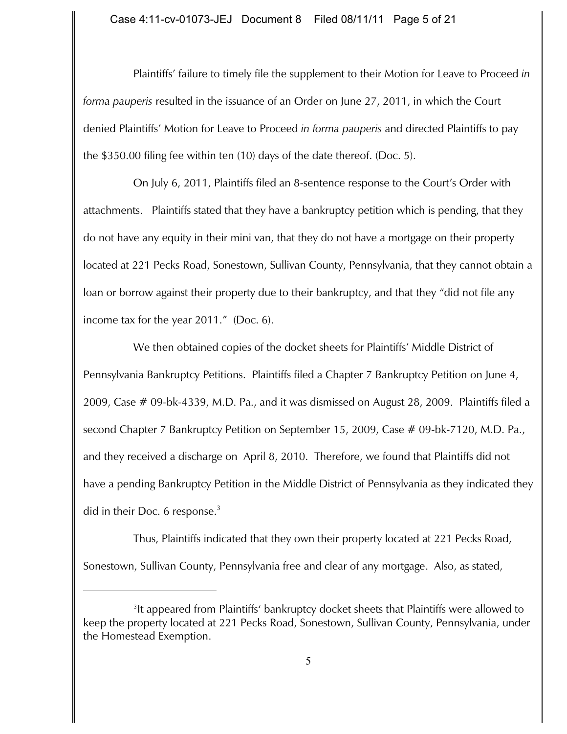Plaintiffs' failure to timely file the supplement to their Motion for Leave to Proceed *in forma pauperis* resulted in the issuance of an Order on June 27, 2011, in which the Court denied Plaintiffs' Motion for Leave to Proceed *in forma pauperis* and directed Plaintiffs to pay the $350.00 filing fee within ten (10) days of the date thereof. (Doc. 5).

On July 6, 2011, Plaintiffs filed an 8-sentence response to the Court's Order with attachments. Plaintiffs stated that they have a bankruptcy petition which is pending, that they do not have any equity in their mini van, that they do not have a mortgage on their property located at 221 Pecks Road, Sonestown, Sullivan County, Pennsylvania, that they cannot obtain a loan or borrow against their property due to their bankruptcy, and that they "did not file any income tax for the year 2011." (Doc. 6).

We then obtained copies of the docket sheets for Plaintiffs' Middle District of Pennsylvania Bankruptcy Petitions. Plaintiffs filed a Chapter 7 Bankruptcy Petition on June 4, 2009, Case # 09-bk-4339, M.D. Pa., and it was dismissed on August 28, 2009. Plaintiffs filed a second Chapter 7 Bankruptcy Petition on September 15, 2009, Case # 09-bk-7120, M.D. Pa., and they received a discharge on April 8, 2010. Therefore, we found that Plaintiffs did not have a pending Bankruptcy Petition in the Middle District of Pennsylvania as they indicated they did in their Doc. 6 response.[3]

Thus, Plaintiffs indicated that they own their property located at 221 Pecks Road, Sonestown, Sullivan County, Pennsylvania free and clear of any mortgage. Also, as stated,

[3]It appeared from Plaintiffs' bankruptcy docket sheets that Plaintiffs were allowed to keep the property located at 221 Pecks Road, Sonestown, Sullivan County, Pennsylvania, under the Homestead Exemption.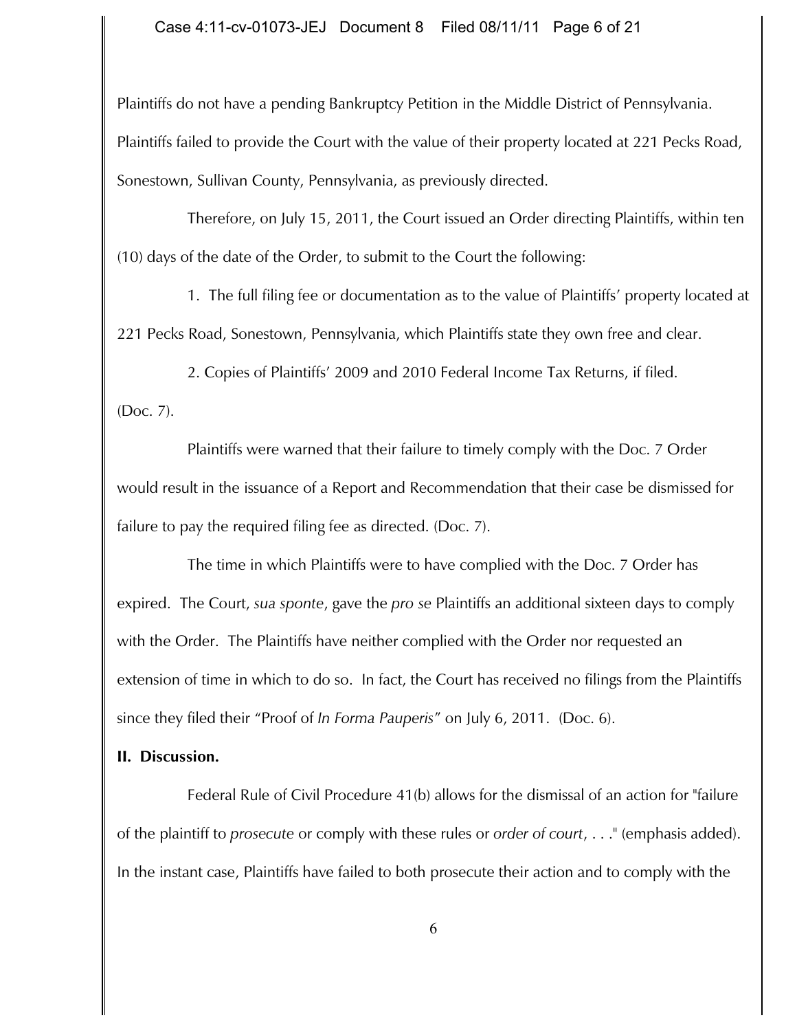Plaintiffs do not have a pending Bankruptcy Petition in the Middle District of Pennsylvania. Plaintiffs failed to provide the Court with the value of their property located at 221 Pecks Road, Sonestown, Sullivan County, Pennsylvania, as previously directed.

Therefore, on July 15, 2011, the Court issued an Order directing Plaintiffs, within ten (10) days of the date of the Order, to submit to the Court the following:

1. The full filing fee or documentation as to the value of Plaintiffs' property located at 221 Pecks Road, Sonestown, Pennsylvania, which Plaintiffs state they own free and clear.

2. Copies of Plaintiffs' 2009 and 2010 Federal Income Tax Returns, if filed.

(Doc. 7).

Plaintiffs were warned that their failure to timely comply with the Doc. 7 Order would result in the issuance of a Report and Recommendation that their case be dismissed for failure to pay the required filing fee as directed. (Doc. 7).

The time in which Plaintiffs were to have complied with the Doc. 7 Order has expired. The Court, *sua sponte*, gave the *pro se* Plaintiffs an additional sixteen days to comply with the Order. The Plaintiffs have neither complied with the Order nor requested an extension of time in which to do so. In fact, the Court has received no filings from the Plaintiffs since they filed their "Proof of *In Forma Pauperis*" on July 6, 2011. (Doc. 6).

**II. Discussion.**

Federal Rule of Civil Procedure 41(b) allows for the dismissal of an action for "failure of the plaintiff to *prosecute* or comply with these rules or *order of court*, . . ." (emphasis added). In the instant case, Plaintiffs have failed to both prosecute their action and to comply with the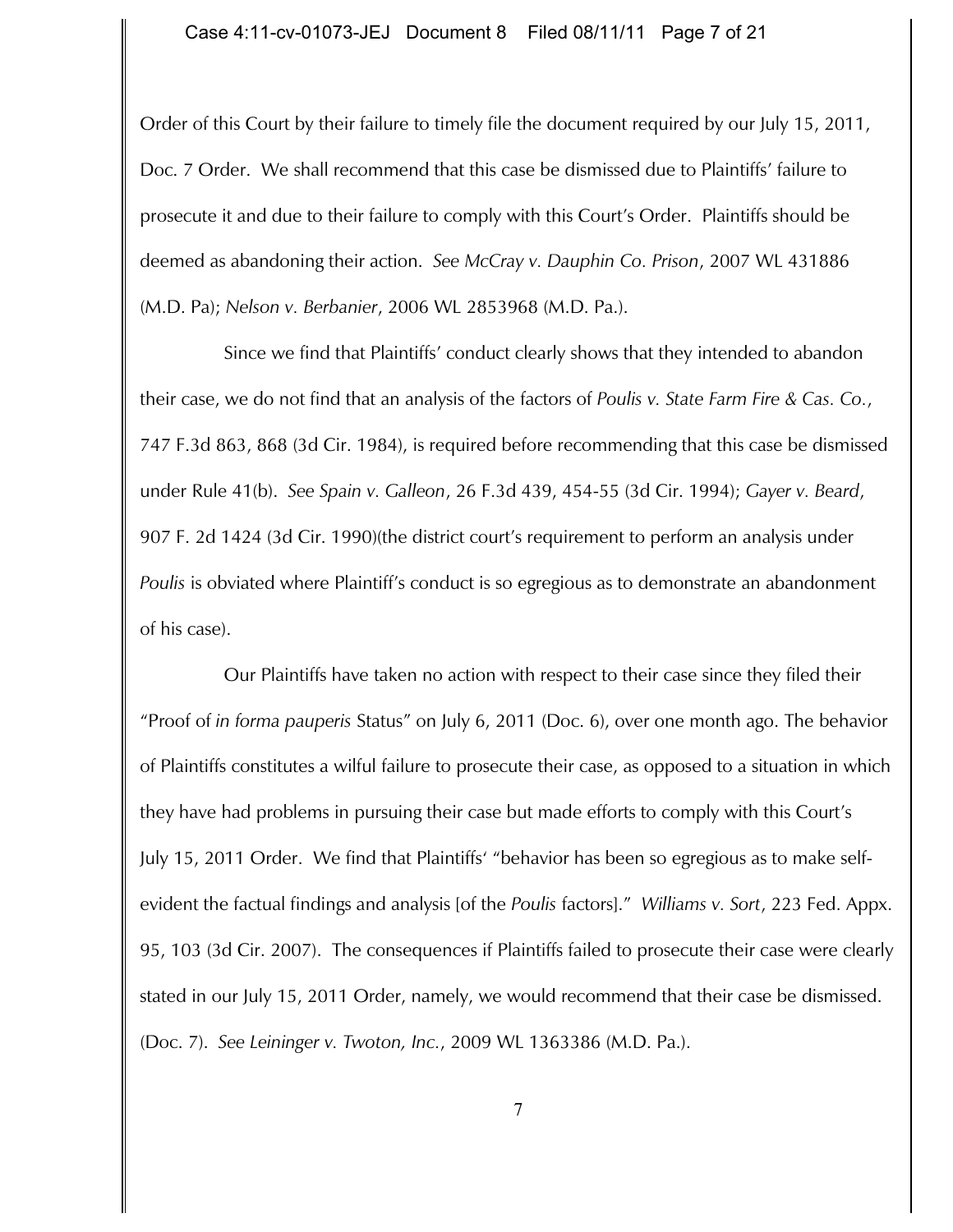Order of this Court by their failure to timely file the document required by our July 15, 2011, Doc. 7 Order. We shall recommend that this case be dismissed due to Plaintiffs' failure to prosecute it and due to their failure to comply with this Court's Order. Plaintiffs should be deemed as abandoning their action. *See McCray v. Dauphin Co. Prison*, 2007 WL 431886 (M.D. Pa); *Nelson v. Berbanier*, 2006 WL 2853968 (M.D. Pa.).

Since we find that Plaintiffs' conduct clearly shows that they intended to abandon their case, we do not find that an analysis of the factors of *Poulis v. State Farm Fire & Cas. Co.*, 747 F.3d 863, 868 (3d Cir. 1984), is required before recommending that this case be dismissed under Rule 41(b). *See Spain v. Galleon*, 26 F.3d 439, 454-55 (3d Cir. 1994); *Gayer v. Beard*, 907 F. 2d 1424 (3d Cir. 1990)(the district court's requirement to perform an analysis under *Poulis* is obviated where Plaintiff's conduct is so egregious as to demonstrate an abandonment of his case).

Our Plaintiffs have taken no action with respect to their case since they filed their "Proof of *in forma pauperis* Status" on July 6, 2011 (Doc. 6), over one month ago. The behavior of Plaintiffs constitutes a wilful failure to prosecute their case, as opposed to a situation in which they have had problems in pursuing their case but made efforts to comply with this Court's July 15, 2011 Order. We find that Plaintiffs' "behavior has been so egregious as to make self-evident the factual findings and analysis [of the *Poulis* factors]." *Williams v. Sort*, 223 Fed. Appx. 95, 103 (3d Cir. 2007). The consequences if Plaintiffs failed to prosecute their case were clearly stated in our July 15, 2011 Order, namely, we would recommend that their case be dismissed. (Doc. 7). *See Leininger v. Twoton, Inc.*, 2009 WL 1363386 (M.D. Pa.).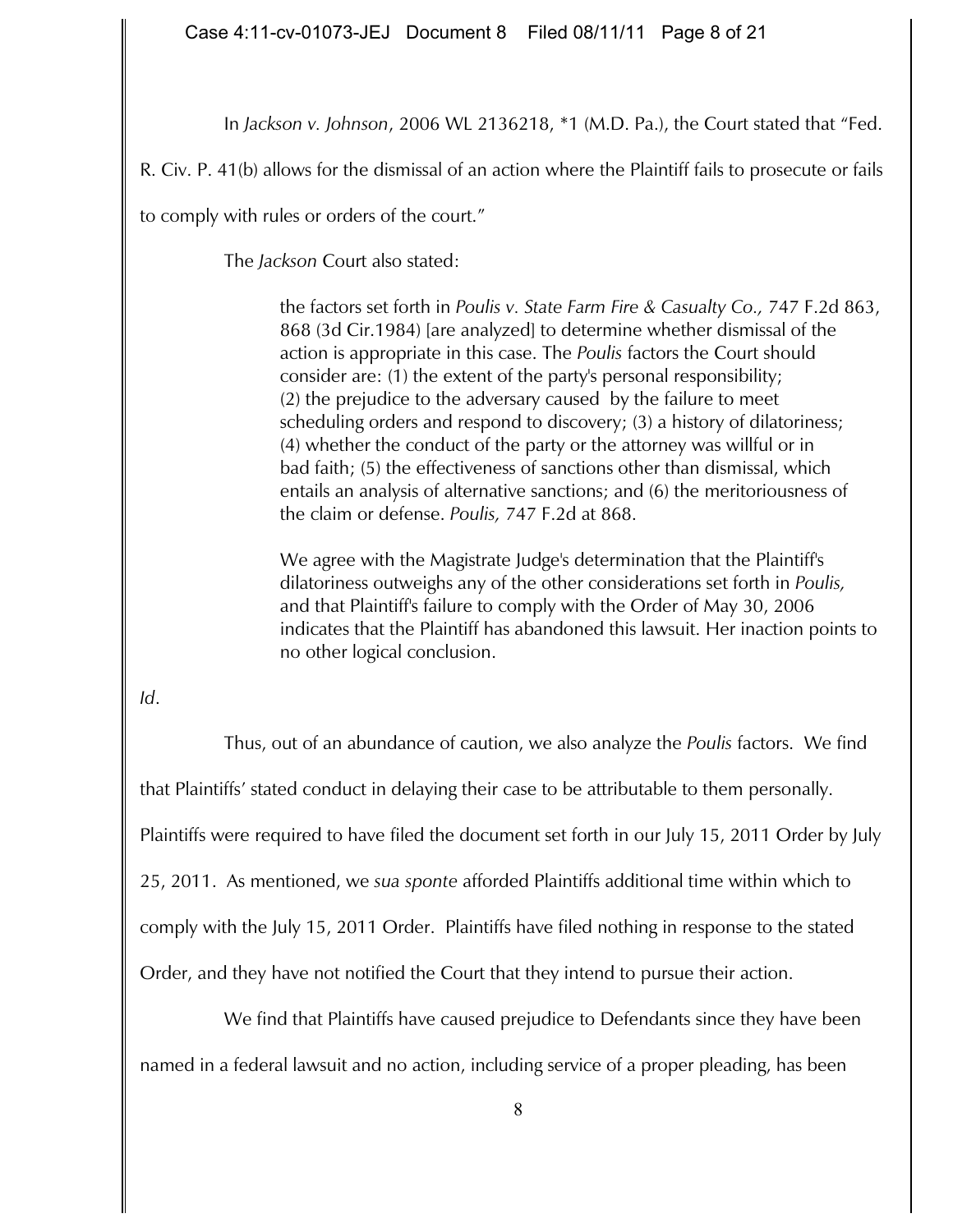In *Jackson v. Johnson*, 2006 WL 2136218, *1 (M.D. Pa.), the Court stated that "Fed. R. Civ. P. 41(b) allows for the dismissal of an action where the Plaintiff fails to prosecute or fails to comply with rules or orders of the court."

The *Jackson* Court also stated:

> the factors set forth in *Poulis v. State Farm Fire & Casualty Co.,* 747 F.2d 863, 868 (3d Cir.1984) [are analyzed] to determine whether dismissal of the action is appropriate in this case. The *Poulis* factors the Court should consider are: (1) the extent of the party's personal responsibility; (2) the prejudice to the adversary caused by the failure to meet scheduling orders and respond to discovery; (3) a history of dilatoriness; (4) whether the conduct of the party or the attorney was willful or in bad faith; (5) the effectiveness of sanctions other than dismissal, which entails an analysis of alternative sanctions; and (6) the meritoriousness of the claim or defense. *Poulis,* 747 F.2d at 868.
>
> We agree with the Magistrate Judge's determination that the Plaintiff's dilatoriness outweighs any of the other considerations set forth in *Poulis,* and that Plaintiff's failure to comply with the Order of May 30, 2006 indicates that the Plaintiff has abandoned this lawsuit. Her inaction points to no other logical conclusion.

*Id*.

Thus, out of an abundance of caution, we also analyze the *Poulis* factors. We find that Plaintiffs' stated conduct in delaying their case to be attributable to them personally. Plaintiffs were required to have filed the document set forth in our July 15, 2011 Order by July 25, 2011. As mentioned, we *sua sponte* afforded Plaintiffs additional time within which to comply with the July 15, 2011 Order. Plaintiffs have filed nothing in response to the stated Order, and they have not notified the Court that they intend to pursue their action.

We find that Plaintiffs have caused prejudice to Defendants since they have been named in a federal lawsuit and no action, including service of a proper pleading, has been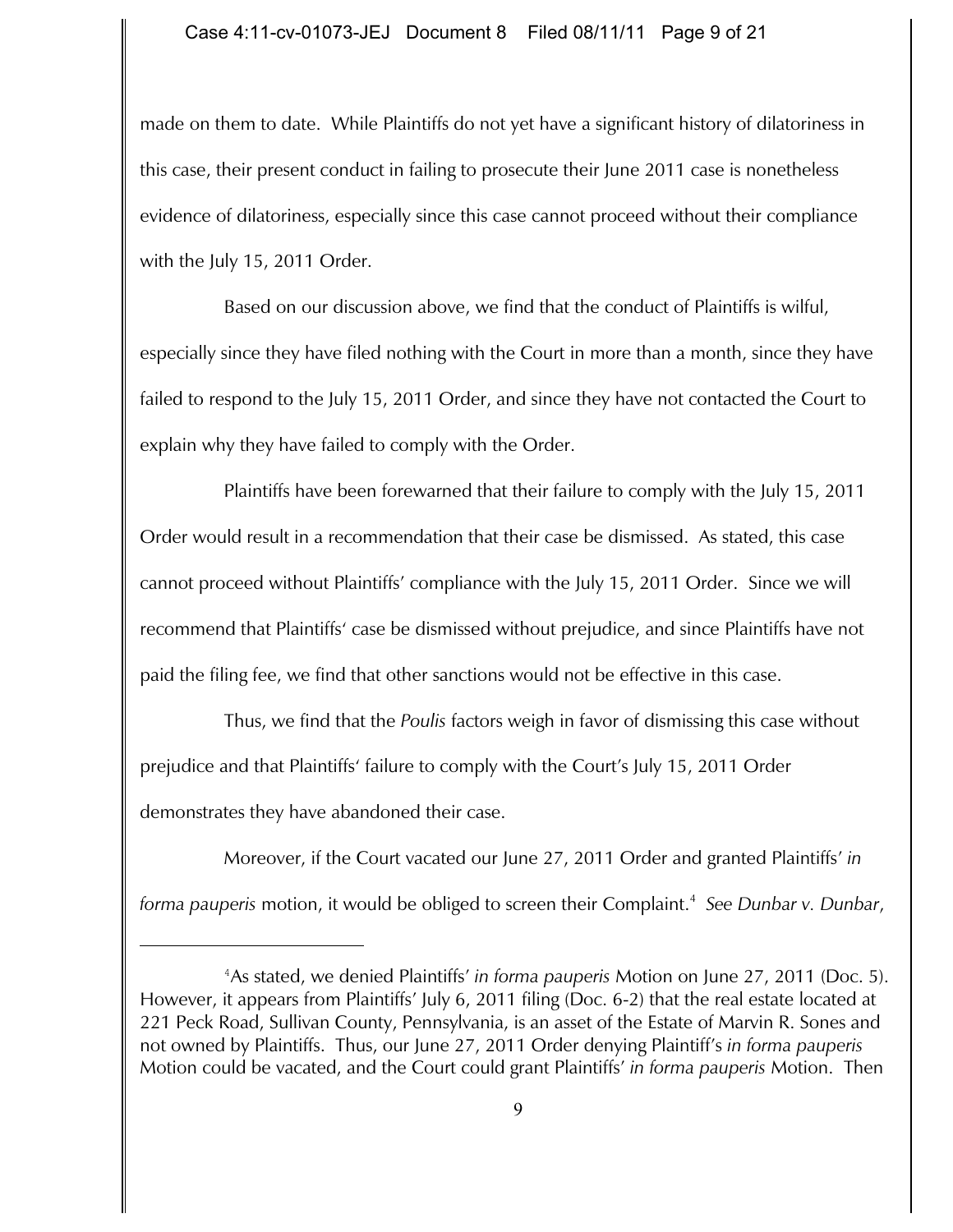made on them to date. While Plaintiffs do not yet have a significant history of dilatoriness in this case, their present conduct in failing to prosecute their June 2011 case is nonetheless evidence of dilatoriness, especially since this case cannot proceed without their compliance with the July 15, 2011 Order.

Based on our discussion above, we find that the conduct of Plaintiffs is wilful, especially since they have filed nothing with the Court in more than a month, since they have failed to respond to the July 15, 2011 Order, and since they have not contacted the Court to explain why they have failed to comply with the Order.

Plaintiffs have been forewarned that their failure to comply with the July 15, 2011 Order would result in a recommendation that their case be dismissed. As stated, this case cannot proceed without Plaintiffs' compliance with the July 15, 2011 Order. Since we will recommend that Plaintiffs' case be dismissed without prejudice, and since Plaintiffs have not paid the filing fee, we find that other sanctions would not be effective in this case.

Thus, we find that the *Poulis* factors weigh in favor of dismissing this case without prejudice and that Plaintiffs' failure to comply with the Court's July 15, 2011 Order demonstrates they have abandoned their case.

Moreover, if the Court vacated our June 27, 2011 Order and granted Plaintiffs' *in forma pauperis* motion, it would be obliged to screen their Complaint.[4] *See Dunbar v. Dunbar*,

---

[4]As stated, we denied Plaintiffs' *in forma pauperis* Motion on June 27, 2011 (Doc. 5). However, it appears from Plaintiffs' July 6, 2011 filing (Doc. 6-2) that the real estate located at 221 Peck Road, Sullivan County, Pennsylvania, is an asset of the Estate of Marvin R. Sones and not owned by Plaintiffs. Thus, our June 27, 2011 Order denying Plaintiff's *in forma pauperis* Motion could be vacated, and the Court could grant Plaintiffs' *in forma pauperis* Motion. Then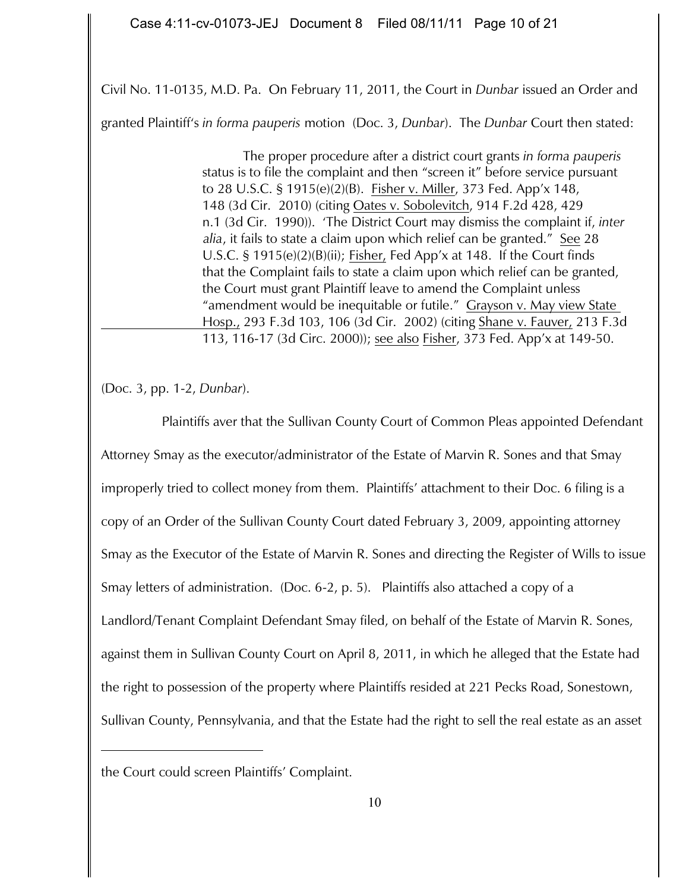Civil No. 11-0135, M.D. Pa. On February 11, 2011, the Court in *Dunbar* issued an Order and granted Plaintiff's *in forma pauperis* motion (Doc. 3, *Dunbar*). The *Dunbar* Court then stated:

> The proper procedure after a district court grants *in forma pauperis* status is to file the complaint and then "screen it" before service pursuant to 28 U.S.C. § 1915(e)(2)(B). Fisher v. Miller, 373 Fed. App'x 148, 148 (3d Cir. 2010) (citing Oates v. Sobolevitch, 914 F.2d 428, 429 n.1 (3d Cir. 1990)). 'The District Court may dismiss the complaint if, *inter alia*, it fails to state a claim upon which relief can be granted." See 28 U.S.C. § 1915(e)(2)(B)(ii); Fisher, Fed App'x at 148. If the Court finds that the Complaint fails to state a claim upon which relief can be granted, the Court must grant Plaintiff leave to amend the Complaint unless "amendment would be inequitable or futile." Grayson v. May view State Hosp., 293 F.3d 103, 106 (3d Cir. 2002) (citing Shane v. Fauver, 213 F.3d 113, 116-17 (3d Circ. 2000)); see also Fisher, 373 Fed. App'x at 149-50.

(Doc. 3, pp. 1-2, *Dunbar*).

Plaintiffs aver that the Sullivan County Court of Common Pleas appointed Defendant Attorney Smay as the executor/administrator of the Estate of Marvin R. Sones and that Smay improperly tried to collect money from them. Plaintiffs' attachment to their Doc. 6 filing is a copy of an Order of the Sullivan County Court dated February 3, 2009, appointing attorney Smay as the Executor of the Estate of Marvin R. Sones and directing the Register of Wills to issue Smay letters of administration. (Doc. 6-2, p. 5). Plaintiffs also attached a copy of a Landlord/Tenant Complaint Defendant Smay filed, on behalf of the Estate of Marvin R. Sones, against them in Sullivan County Court on April 8, 2011, in which he alleged that the Estate had the right to possession of the property where Plaintiffs resided at 221 Pecks Road, Sonestown, Sullivan County, Pennsylvania, and that the Estate had the right to sell the real estate as an asset

---

the Court could screen Plaintiffs' Complaint.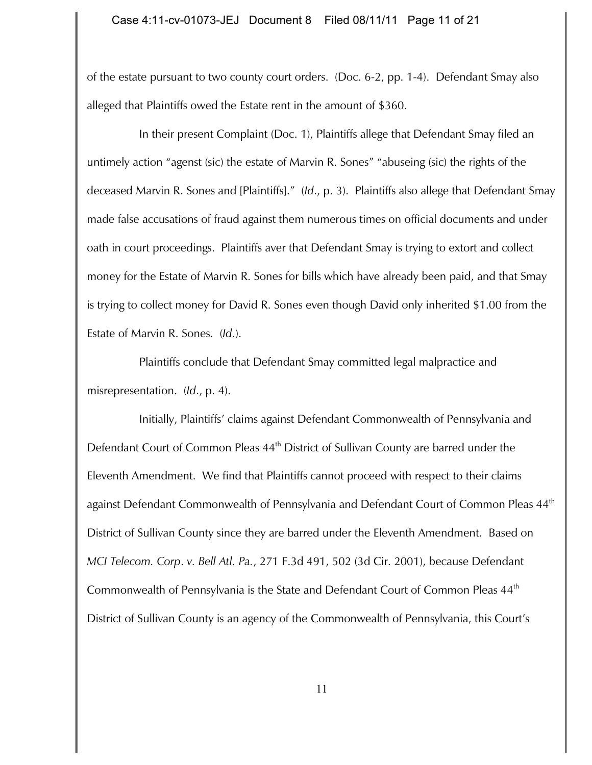of the estate pursuant to two county court orders. (Doc. 6-2, pp. 1-4). Defendant Smay also alleged that Plaintiffs owed the Estate rent in the amount of $360.

In their present Complaint (Doc. 1), Plaintiffs allege that Defendant Smay filed an untimely action "agenst (sic) the estate of Marvin R. Sones" "abuseing (sic) the rights of the deceased Marvin R. Sones and [Plaintiffs]." (*Id*., p. 3). Plaintiffs also allege that Defendant Smay made false accusations of fraud against them numerous times on official documents and under oath in court proceedings. Plaintiffs aver that Defendant Smay is trying to extort and collect money for the Estate of Marvin R. Sones for bills which have already been paid, and that Smay is trying to collect money for David R. Sones even though David only inherited $1.00 from the Estate of Marvin R. Sones. (*Id*.).

Plaintiffs conclude that Defendant Smay committed legal malpractice and misrepresentation. (*Id*., p. 4).

Initially, Plaintiffs' claims against Defendant Commonwealth of Pennsylvania and Defendant Court of Common Pleas 44th District of Sullivan County are barred under the Eleventh Amendment. We find that Plaintiffs cannot proceed with respect to their claims against Defendant Commonwealth of Pennsylvania and Defendant Court of Common Pleas 44th District of Sullivan County since they are barred under the Eleventh Amendment. Based on *MCI Telecom. Corp. v. Bell Atl. Pa.*, 271 F.3d 491, 502 (3d Cir. 2001), because Defendant Commonwealth of Pennsylvania is the State and Defendant Court of Common Pleas 44th District of Sullivan County is an agency of the Commonwealth of Pennsylvania, this Court's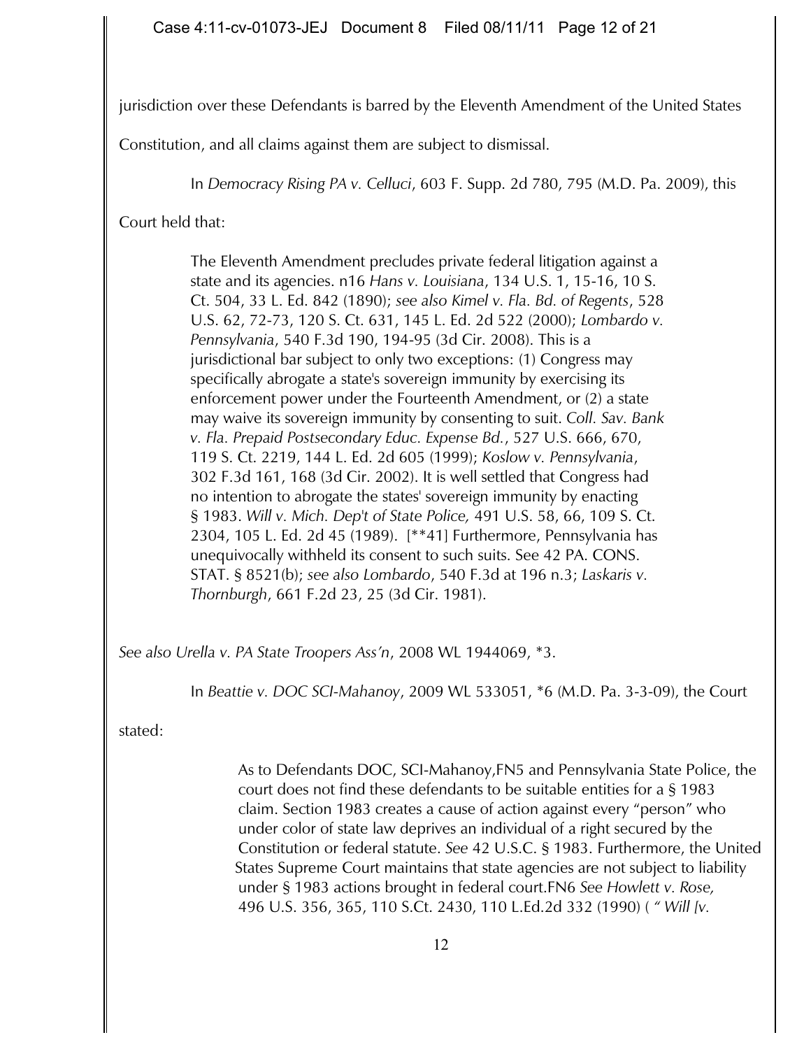jurisdiction over these Defendants is barred by the Eleventh Amendment of the United States Constitution, and all claims against them are subject to dismissal.

In *Democracy Rising PA v. Celluci*, 603 F. Supp. 2d 780, 795 (M.D. Pa. 2009), this Court held that:

> The Eleventh Amendment precludes private federal litigation against a state and its agencies. n16 *Hans v. Louisiana*, 134 U.S. 1, 15-16, 10 S. Ct. 504, 33 L. Ed. 842 (1890); *see also Kimel v. Fla. Bd. of Regents*, 528 U.S. 62, 72-73, 120 S. Ct. 631, 145 L. Ed. 2d 522 (2000); *Lombardo v. Pennsylvania*, 540 F.3d 190, 194-95 (3d Cir. 2008). This is a jurisdictional bar subject to only two exceptions: (1) Congress may specifically abrogate a state's sovereign immunity by exercising its enforcement power under the Fourteenth Amendment, or (2) a state may waive its sovereign immunity by consenting to suit. *Coll. Sav. Bank v. Fla. Prepaid Postsecondary Educ. Expense Bd.*, 527 U.S. 666, 670, 119 S. Ct. 2219, 144 L. Ed. 2d 605 (1999); *Koslow v. Pennsylvania*, 302 F.3d 161, 168 (3d Cir. 2002). It is well settled that Congress had no intention to abrogate the states' sovereign immunity by enacting § 1983. *Will v. Mich. Dep't of State Police,* 491 U.S. 58, 66, 109 S. Ct. 2304, 105 L. Ed. 2d 45 (1989). [**41] Furthermore, Pennsylvania has unequivocally withheld its consent to such suits. See 42 PA. CONS. STAT. § 8521(b); *see also Lombardo*, 540 F.3d at 196 n.3; *Laskaris v. Thornburgh*, 661 F.2d 23, 25 (3d Cir. 1981).

*See also Urella v. PA State Troopers Ass'n*, 2008 WL 1944069, *3.

In *Beattie v. DOC SCI-Mahanoy*, 2009 WL 533051, *6 (M.D. Pa. 3-3-09), the Court stated:

> As to Defendants DOC, SCI-Mahanoy,FN5 and Pennsylvania State Police, the court does not find these defendants to be suitable entities for a § 1983 claim. Section 1983 creates a cause of action against every "person" who under color of state law deprives an individual of a right secured by the Constitution or federal statute. *See* 42 U.S.C. § 1983. Furthermore, the United States Supreme Court maintains that state agencies are not subject to liability under § 1983 actions brought in federal court.FN6 *See Howlett v. Rose,* 496 U.S. 356, 365, 110 S.Ct. 2430, 110 L.Ed.2d 332 (1990) ( *" Will [v.*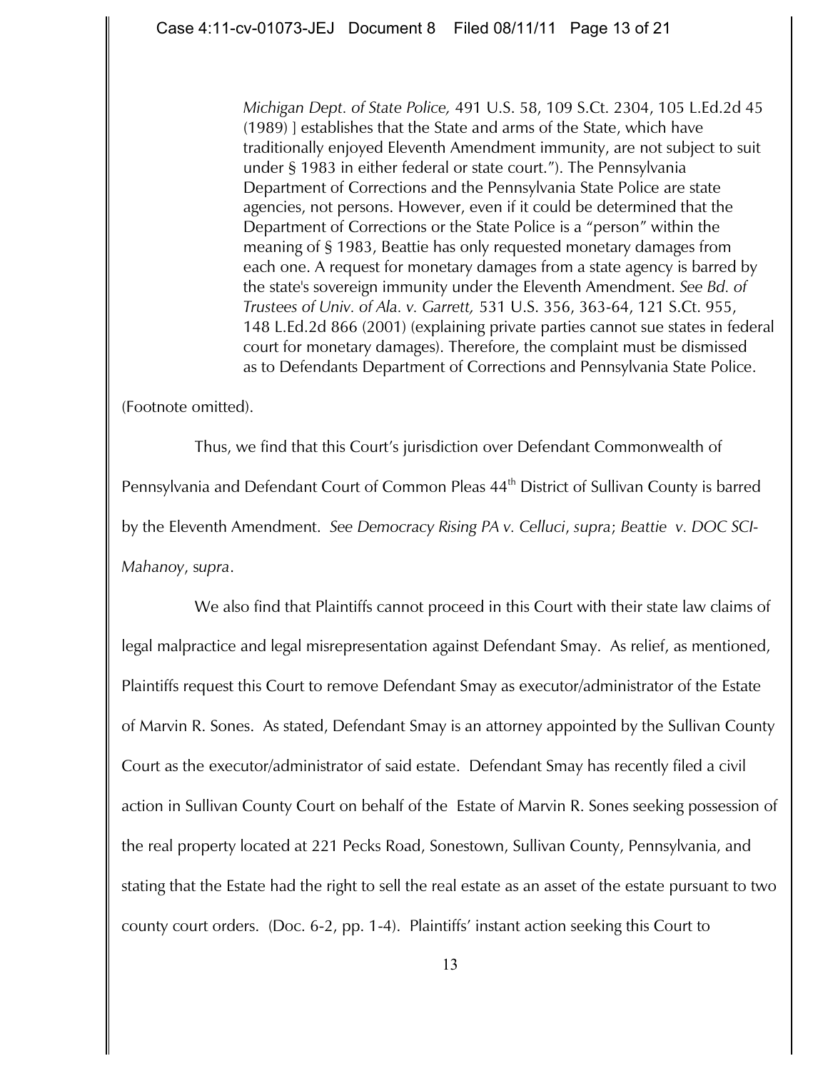> *Michigan Dept. of State Police,* 491 U.S. 58, 109 S.Ct. 2304, 105 L.Ed.2d 45 (1989) ] establishes that the State and arms of the State, which have traditionally enjoyed Eleventh Amendment immunity, are not subject to suit under § 1983 in either federal or state court."). The Pennsylvania Department of Corrections and the Pennsylvania State Police are state agencies, not persons. However, even if it could be determined that the Department of Corrections or the State Police is a "person" within the meaning of § 1983, Beattie has only requested monetary damages from each one. A request for monetary damages from a state agency is barred by the state's sovereign immunity under the Eleventh Amendment. *See Bd. of Trustees of Univ. of Ala. v. Garrett,* 531 U.S. 356, 363-64, 121 S.Ct. 955, 148 L.Ed.2d 866 (2001) (explaining private parties cannot sue states in federal court for monetary damages). Therefore, the complaint must be dismissed as to Defendants Department of Corrections and Pennsylvania State Police.

(Footnote omitted).

Thus, we find that this Court's jurisdiction over Defendant Commonwealth of Pennsylvania and Defendant Court of Common Pleas 44th District of Sullivan County is barred by the Eleventh Amendment. *See Democracy Rising PA v. Celluci*, *supra*; *Beattie v. DOC SCI-Mahanoy*, *supra*.

We also find that Plaintiffs cannot proceed in this Court with their state law claims of legal malpractice and legal misrepresentation against Defendant Smay. As relief, as mentioned, Plaintiffs request this Court to remove Defendant Smay as executor/administrator of the Estate of Marvin R. Sones. As stated, Defendant Smay is an attorney appointed by the Sullivan County Court as the executor/administrator of said estate. Defendant Smay has recently filed a civil action in Sullivan County Court on behalf of the Estate of Marvin R. Sones seeking possession of the real property located at 221 Pecks Road, Sonestown, Sullivan County, Pennsylvania, and stating that the Estate had the right to sell the real estate as an asset of the estate pursuant to two county court orders. (Doc. 6-2, pp. 1-4). Plaintiffs' instant action seeking this Court to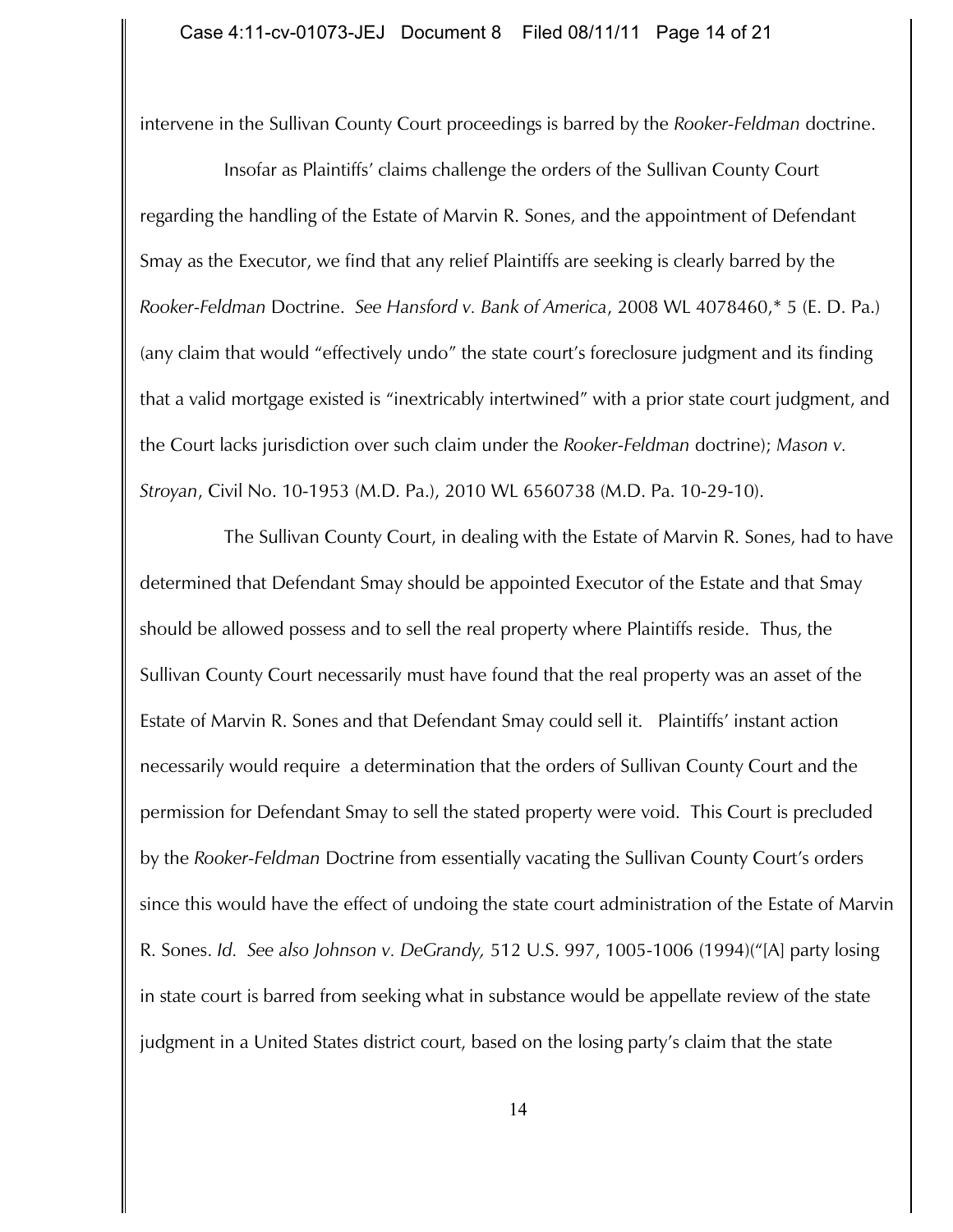intervene in the Sullivan County Court proceedings is barred by the *Rooker-Feldman* doctrine.

Insofar as Plaintiffs' claims challenge the orders of the Sullivan County Court regarding the handling of the Estate of Marvin R. Sones, and the appointment of Defendant Smay as the Executor, we find that any relief Plaintiffs are seeking is clearly barred by the *Rooker-Feldman* Doctrine. *See Hansford v. Bank of America*, 2008 WL 4078460,* 5 (E. D. Pa.) (any claim that would "effectively undo" the state court's foreclosure judgment and its finding that a valid mortgage existed is "inextricably intertwined" with a prior state court judgment, and the Court lacks jurisdiction over such claim under the *Rooker-Feldman* doctrine); *Mason v. Stroyan*, Civil No. 10-1953 (M.D. Pa.), 2010 WL 6560738 (M.D. Pa. 10-29-10).

The Sullivan County Court, in dealing with the Estate of Marvin R. Sones, had to have determined that Defendant Smay should be appointed Executor of the Estate and that Smay should be allowed possess and to sell the real property where Plaintiffs reside. Thus, the Sullivan County Court necessarily must have found that the real property was an asset of the Estate of Marvin R. Sones and that Defendant Smay could sell it. Plaintiffs' instant action necessarily would require a determination that the orders of Sullivan County Court and the permission for Defendant Smay to sell the stated property were void. This Court is precluded by the *Rooker-Feldman* Doctrine from essentially vacating the Sullivan County Court's orders since this would have the effect of undoing the state court administration of the Estate of Marvin R. Sones. *Id. See also Johnson v. DeGrandy,* 512 U.S. 997, 1005-1006 (1994)("[A] party losing in state court is barred from seeking what in substance would be appellate review of the state judgment in a United States district court, based on the losing party's claim that the state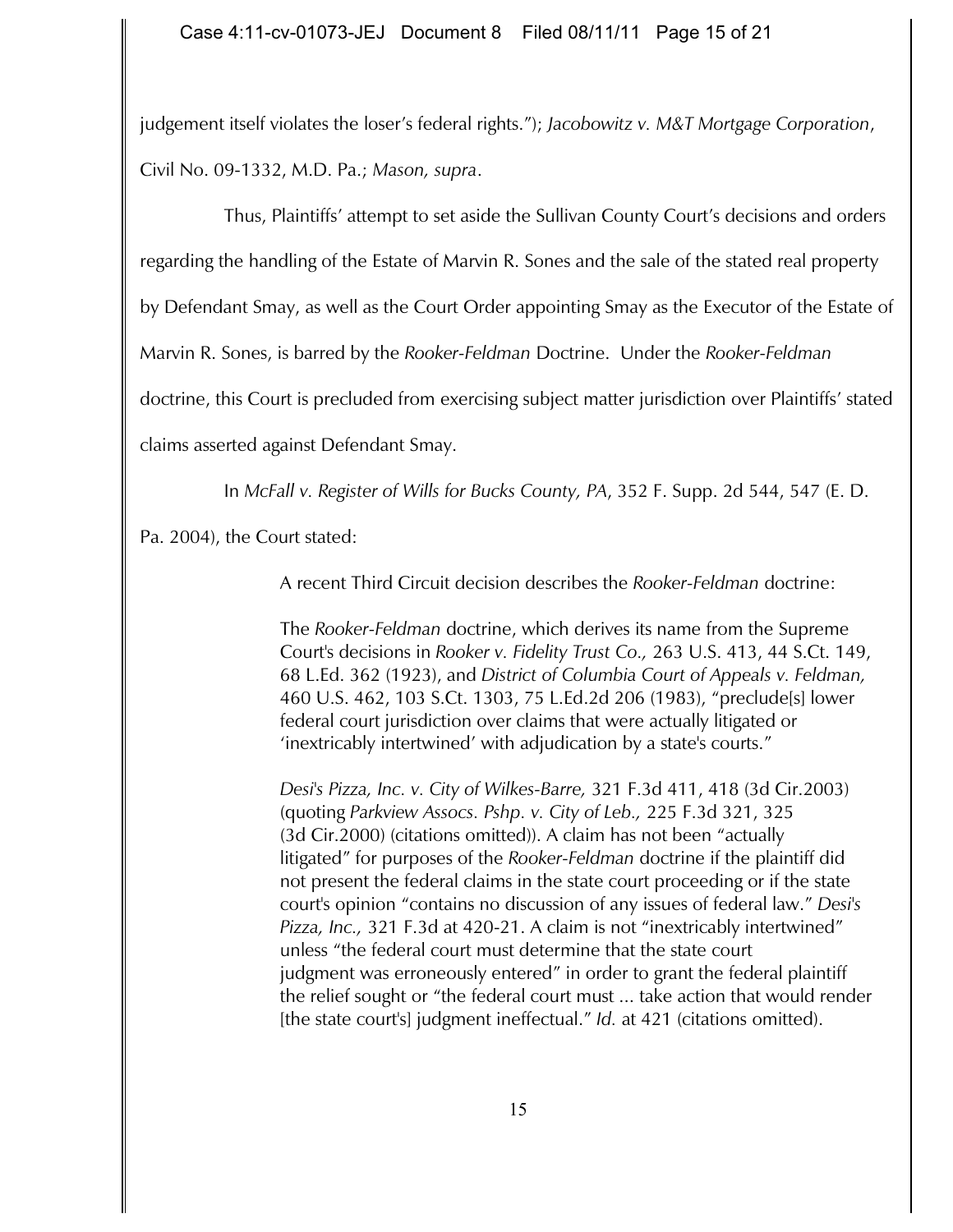judgement itself violates the loser's federal rights."); *Jacobowitz v. M&T Mortgage Corporation*, Civil No. 09-1332, M.D. Pa.; *Mason, supra*.

Thus, Plaintiffs' attempt to set aside the Sullivan County Court's decisions and orders regarding the handling of the Estate of Marvin R. Sones and the sale of the stated real property by Defendant Smay, as well as the Court Order appointing Smay as the Executor of the Estate of Marvin R. Sones, is barred by the *Rooker-Feldman* Doctrine. Under the *Rooker-Feldman* doctrine, this Court is precluded from exercising subject matter jurisdiction over Plaintiffs' stated claims asserted against Defendant Smay.

In *McFall v. Register of Wills for Bucks County, PA*, 352 F. Supp. 2d 544, 547 (E. D. Pa. 2004), the Court stated:

> A recent Third Circuit decision describes the *Rooker-Feldman* doctrine:
>
> The *Rooker-Feldman* doctrine, which derives its name from the Supreme Court's decisions in *Rooker v. Fidelity Trust Co.,* 263 U.S. 413, 44 S.Ct. 149, 68 L.Ed. 362 (1923), and *District of Columbia Court of Appeals v. Feldman,* 460 U.S. 462, 103 S.Ct. 1303, 75 L.Ed.2d 206 (1983), "preclude[s] lower federal court jurisdiction over claims that were actually litigated or 'inextricably intertwined' with adjudication by a state's courts."
>
> *Desi's Pizza, Inc. v. City of Wilkes-Barre,* 321 F.3d 411, 418 (3d Cir.2003) (quoting *Parkview Assocs. Pshp. v. City of Leb.,* 225 F.3d 321, 325 (3d Cir.2000) (citations omitted)). A claim has not been "actually litigated" for purposes of the *Rooker-Feldman* doctrine if the plaintiff did not present the federal claims in the state court proceeding or if the state court's opinion "contains no discussion of any issues of federal law." *Desi's Pizza, Inc.,* 321 F.3d at 420-21. A claim is not "inextricably intertwined" unless "the federal court must determine that the state court judgment was erroneously entered" in order to grant the federal plaintiff the relief sought or "the federal court must ... take action that would render [the state court's] judgment ineffectual." *Id.* at 421 (citations omitted).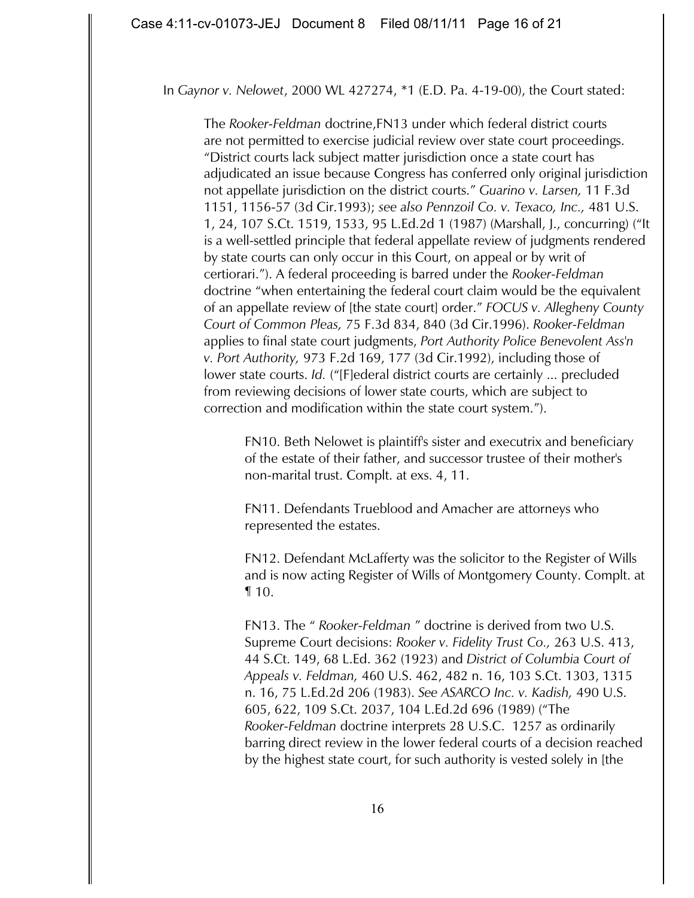In *Gaynor v. Nelowet*, 2000 WL 427274, *1 (E.D. Pa. 4-19-00), the Court stated:

> The *Rooker-Feldman* doctrine,FN13 under which federal district courts are not permitted to exercise judicial review over state court proceedings. "District courts lack subject matter jurisdiction once a state court has adjudicated an issue because Congress has conferred only original jurisdiction not appellate jurisdiction on the district courts." *Guarino v. Larsen,* 11 F.3d 1151, 1156-57 (3d Cir.1993); *see also Pennzoil Co. v. Texaco, Inc.,* 481 U.S. 1, 24, 107 S.Ct. 1519, 1533, 95 L.Ed.2d 1 (1987) (Marshall, J., concurring) ("It is a well-settled principle that federal appellate review of judgments rendered by state courts can only occur in this Court, on appeal or by writ of certiorari."). A federal proceeding is barred under the *Rooker-Feldman* doctrine "when entertaining the federal court claim would be the equivalent of an appellate review of [the state court] order." *FOCUS v. Allegheny County Court of Common Pleas,* 75 F.3d 834, 840 (3d Cir.1996). *Rooker-Feldman* applies to final state court judgments, *Port Authority Police Benevolent Ass'n v. Port Authority,* 973 F.2d 169, 177 (3d Cir.1992), including those of lower state courts. *Id.* ("[F]ederal district courts are certainly ... precluded from reviewing decisions of lower state courts, which are subject to correction and modification within the state court system.").
>
> > FN10. Beth Nelowet is plaintiff's sister and executrix and beneficiary of the estate of their father, and successor trustee of their mother's non-marital trust. Complt. at exs. 4, 11.
> >
> > FN11. Defendants Trueblood and Amacher are attorneys who represented the estates.
> >
> > FN12. Defendant McLafferty was the solicitor to the Register of Wills and is now acting Register of Wills of Montgomery County. Complt. at ¶ 10.
> >
> > FN13. The " *Rooker-Feldman* " doctrine is derived from two U.S. Supreme Court decisions: *Rooker v. Fidelity Trust Co.,* 263 U.S. 413, 44 S.Ct. 149, 68 L.Ed. 362 (1923) and *District of Columbia Court of Appeals v. Feldman,* 460 U.S. 462, 482 n. 16, 103 S.Ct. 1303, 1315 n. 16, 75 L.Ed.2d 206 (1983). *See ASARCO Inc. v. Kadish,* 490 U.S. 605, 622, 109 S.Ct. 2037, 104 L.Ed.2d 696 (1989) ("The *Rooker-Feldman* doctrine interprets 28 U.S.C. 1257 as ordinarily barring direct review in the lower federal courts of a decision reached by the highest state court, for such authority is vested solely in [the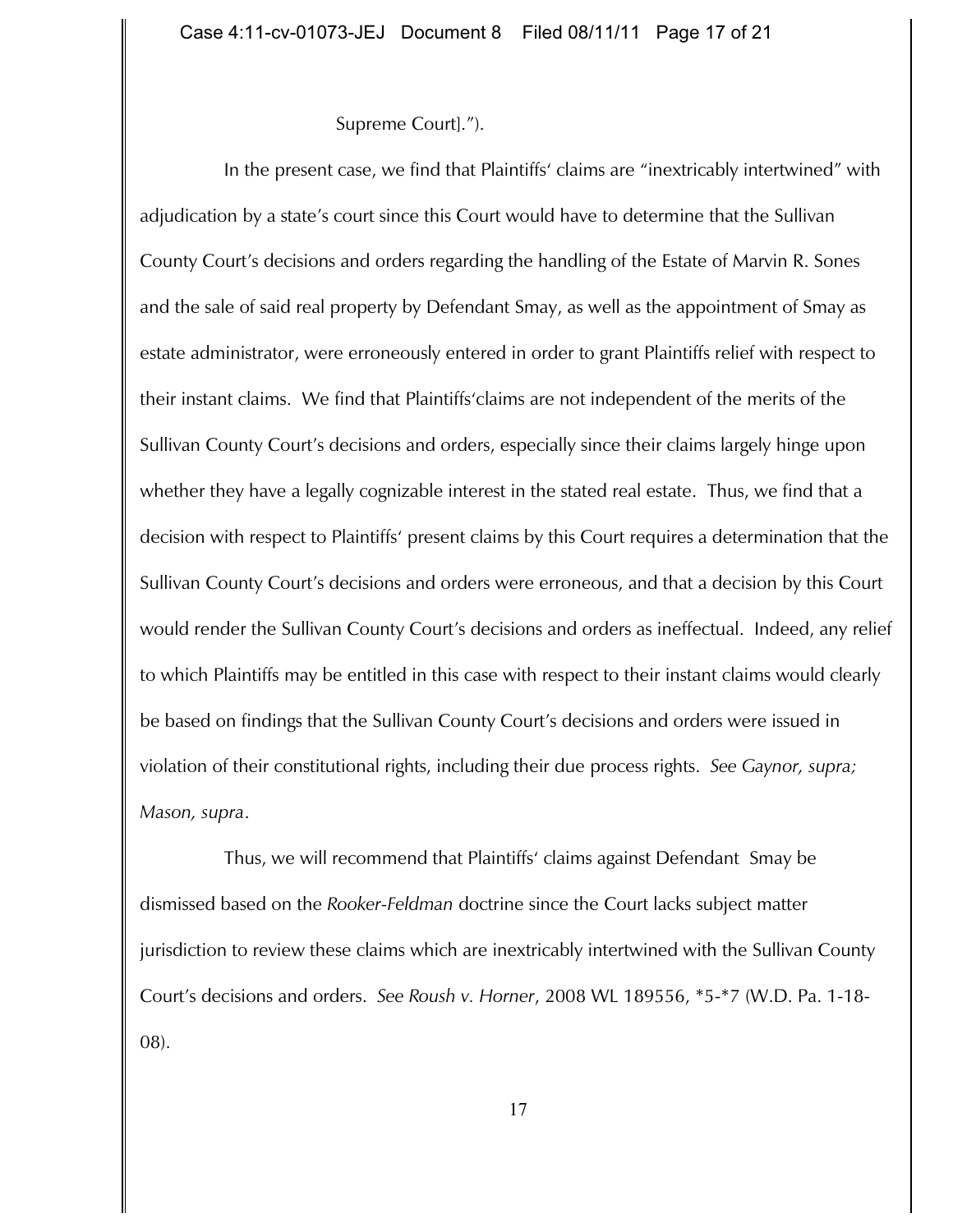Supreme Court].").

In the present case, we find that Plaintiffs' claims are "inextricably intertwined" with adjudication by a state's court since this Court would have to determine that the Sullivan County Court's decisions and orders regarding the handling of the Estate of Marvin R. Sones and the sale of said real property by Defendant Smay, as well as the appointment of Smay as estate administrator, were erroneously entered in order to grant Plaintiffs relief with respect to their instant claims. We find that Plaintiffs'claims are not independent of the merits of the Sullivan County Court's decisions and orders, especially since their claims largely hinge upon whether they have a legally cognizable interest in the stated real estate. Thus, we find that a decision with respect to Plaintiffs' present claims by this Court requires a determination that the Sullivan County Court's decisions and orders were erroneous, and that a decision by this Court would render the Sullivan County Court's decisions and orders as ineffectual. Indeed, any relief to which Plaintiffs may be entitled in this case with respect to their instant claims would clearly be based on findings that the Sullivan County Court's decisions and orders were issued in violation of their constitutional rights, including their due process rights. *See Gaynor, supra; Mason, supra*.

Thus, we will recommend that Plaintiffs' claims against Defendant Smay be dismissed based on the *Rooker-Feldman* doctrine since the Court lacks subject matter jurisdiction to review these claims which are inextricably intertwined with the Sullivan County Court's decisions and orders. *See Roush v. Horner*, 2008 WL 189556, *5-*7 (W.D. Pa. 1-18-08).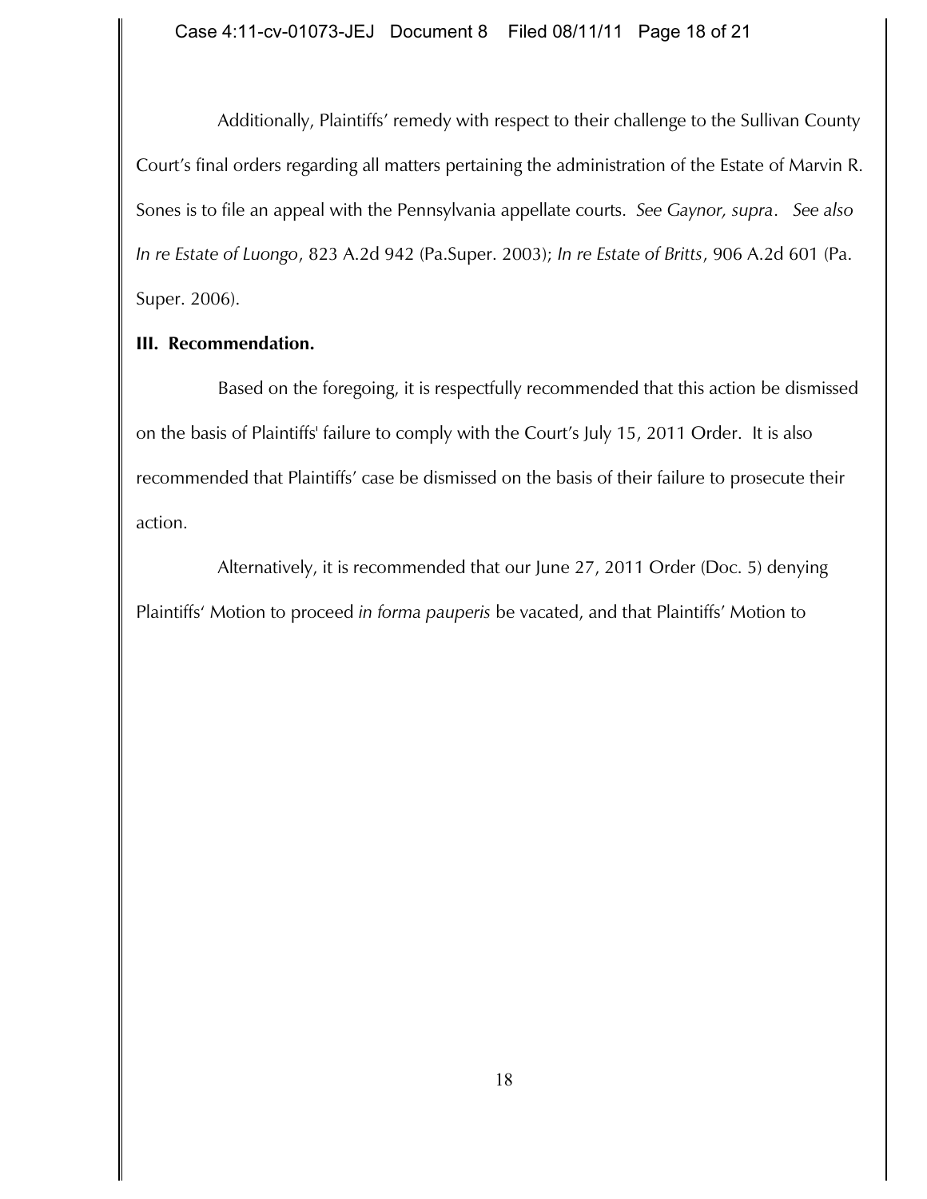Additionally, Plaintiffs' remedy with respect to their challenge to the Sullivan County Court's final orders regarding all matters pertaining the administration of the Estate of Marvin R. Sones is to file an appeal with the Pennsylvania appellate courts. *See Gaynor, supra*. *See also In re Estate of Luongo*, 823 A.2d 942 (Pa.Super. 2003); *In re Estate of Britts*, 906 A.2d 601 (Pa. Super. 2006).

**III. Recommendation.**

Based on the foregoing, it is respectfully recommended that this action be dismissed on the basis of Plaintiffs' failure to comply with the Court's July 15, 2011 Order. It is also recommended that Plaintiffs' case be dismissed on the basis of their failure to prosecute their action.

Alternatively, it is recommended that our June 27, 2011 Order (Doc. 5) denying Plaintiffs' Motion to proceed *in forma pauperis* be vacated, and that Plaintiffs' Motion to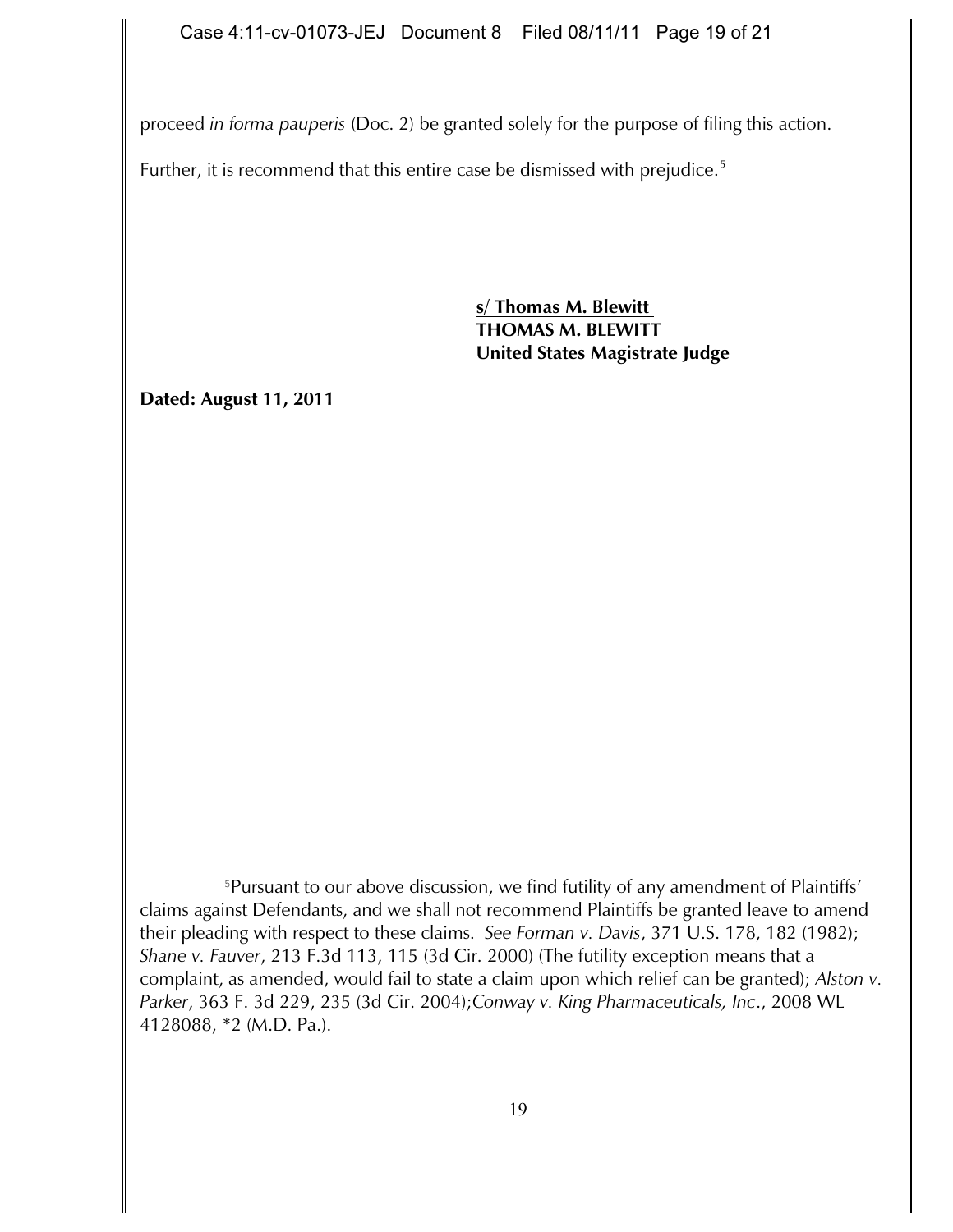proceed *in forma pauperis* (Doc. 2) be granted solely for the purpose of filing this action.

Further, it is recommend that this entire case be dismissed with prejudice.[5]

**s/ Thomas M. Blewitt**
**THOMAS M. BLEWITT**
**United States Magistrate Judge**

**Dated: August 11, 2011**

---

[5]Pursuant to our above discussion, we find futility of any amendment of Plaintiffs' claims against Defendants, and we shall not recommend Plaintiffs be granted leave to amend their pleading with respect to these claims. *See Forman v. Davis*, 371 U.S. 178, 182 (1982); *Shane v. Fauver*, 213 F.3d 113, 115 (3d Cir. 2000) (The futility exception means that a complaint, as amended, would fail to state a claim upon which relief can be granted); *Alston v. Parker*, 363 F. 3d 229, 235 (3d Cir. 2004);*Conway v. King Pharmaceuticals, Inc*., 2008 WL 4128088, *2 (M.D. Pa.).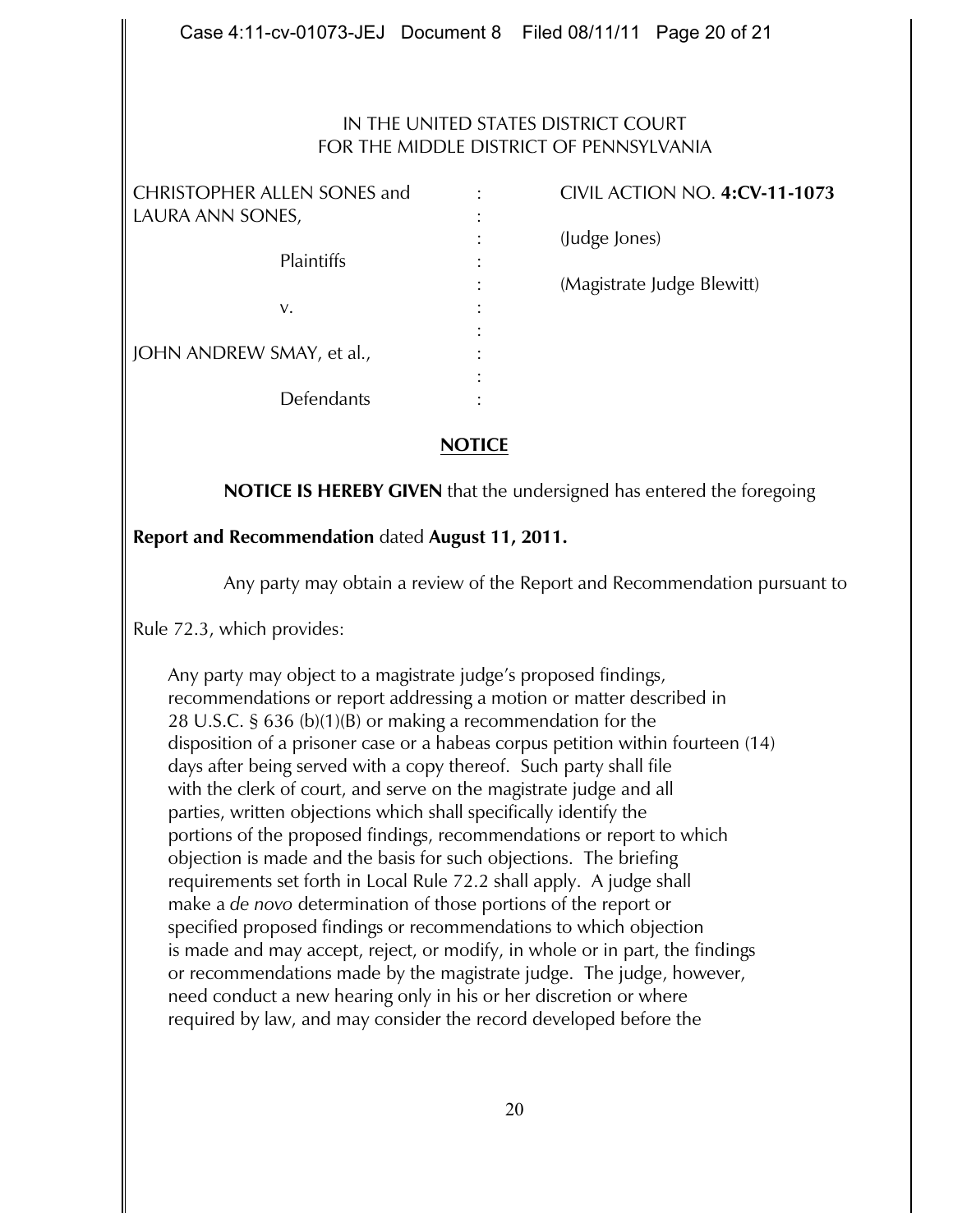IN THE UNITED STATES DISTRICT COURT
FOR THE MIDDLE DISTRICT OF PENNSYLVANIA

| | | |
|---|---|---|
| CHRISTOPHER ALLEN SONES and LAURA ANN SONES, | : | CIVIL ACTION NO. **4:CV-11-1073** |
| Plaintiffs | : | (Judge Jones) |
| v. | : | (Magistrate Judge Blewitt) |
| JOHN ANDREW SMAY, et al., | : | |
| Defendants | : | |

## NOTICE

**NOTICE IS HEREBY GIVEN** that the undersigned has entered the foregoing **Report and Recommendation** dated **August 11, 2011.**

Any party may obtain a review of the Report and Recommendation pursuant to Rule 72.3, which provides:

> Any party may object to a magistrate judge's proposed findings, recommendations or report addressing a motion or matter described in 28 U.S.C. § 636 (b)(1)(B) or making a recommendation for the disposition of a prisoner case or a habeas corpus petition within fourteen (14) days after being served with a copy thereof. Such party shall file with the clerk of court, and serve on the magistrate judge and all parties, written objections which shall specifically identify the portions of the proposed findings, recommendations or report to which objection is made and the basis for such objections. The briefing requirements set forth in Local Rule 72.2 shall apply. A judge shall make a *de novo* determination of those portions of the report or specified proposed findings or recommendations to which objection is made and may accept, reject, or modify, in whole or in part, the findings or recommendations made by the magistrate judge. The judge, however, need conduct a new hearing only in his or her discretion or where required by law, and may consider the record developed before the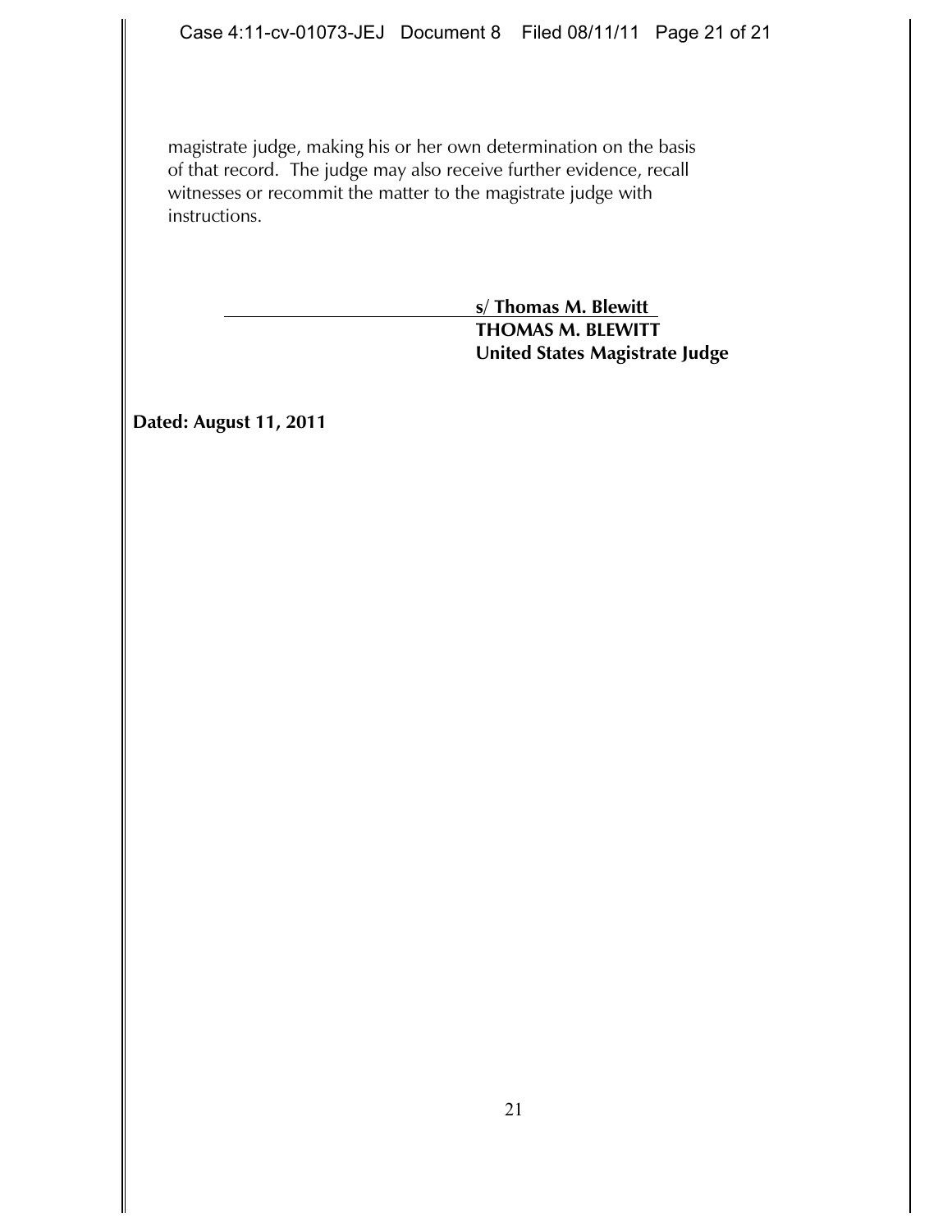magistrate judge, making his or her own determination on the basis of that record. The judge may also receive further evidence, recall witnesses or recommit the matter to the magistrate judge with instructions.

**s/ Thomas M. Blewitt**
**THOMAS M. BLEWITT**
**United States Magistrate Judge**

**Dated: August 11, 2011**